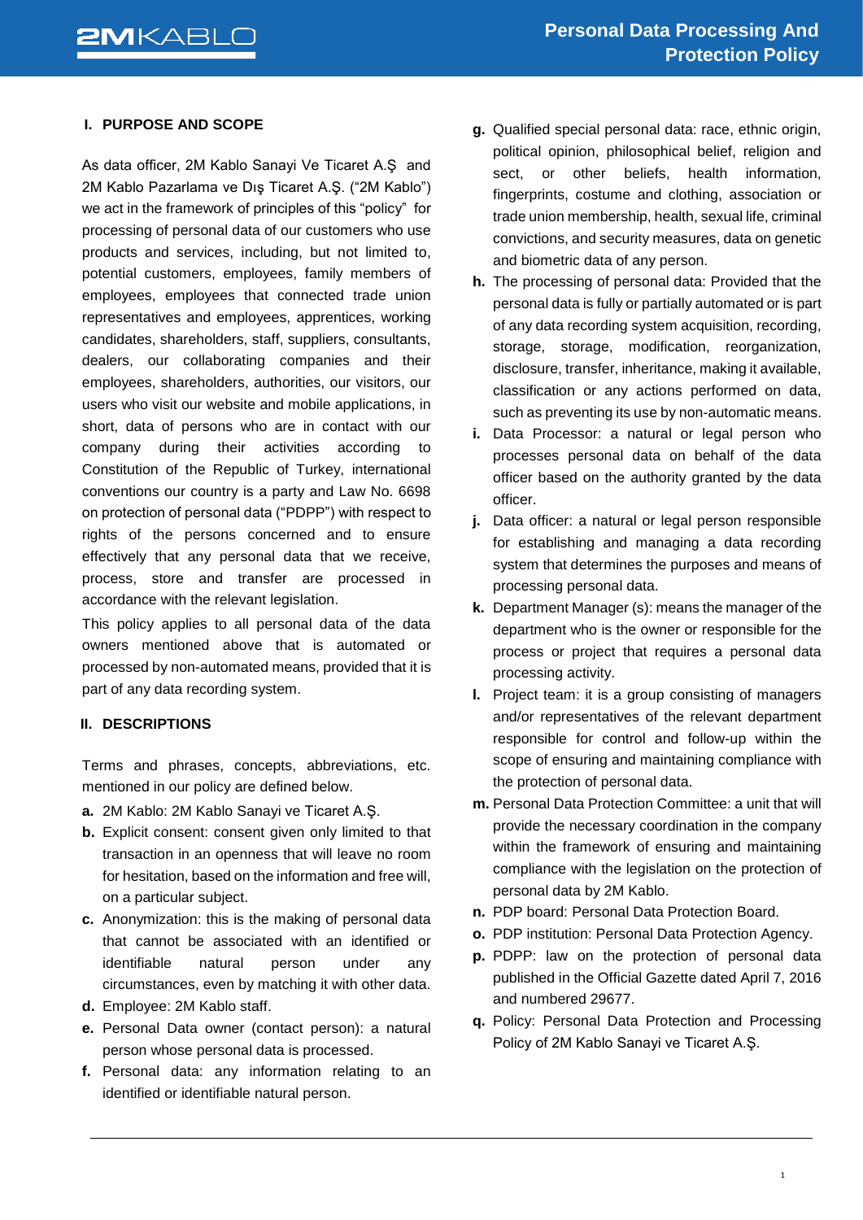## I. PURPOSE AND SCOPE

As data officer, 2M Kablo Sanayi Ve Ticaret A.Ş and 2M Kablo Pazarlama ve Dış Ticaret A.Ş. ("2M Kablo") we act in the framework of principles of this "policy" for processing of personal data of our customers who use products and services, including, but not limited to, potential customers, employees, family members of employees, employees that connected trade union representatives and employees, apprentices, working candidates, shareholders, staff, suppliers, consultants, dealers, our collaborating companies and their employees, shareholders, authorities, our visitors, our users who visit our website and mobile applications, in short, data of persons who are in contact with our company during their activities according to Constitution of the Republic of Turkey, international conventions our country is a party and Law No. 6698 on protection of personal data ("PDPP") with respect to rights of the persons concerned and to ensure effectively that any personal data that we receive, process, store and transfer are processed in accordance with the relevant legislation.

This policy applies to all personal data of the data owners mentioned above that is automated or processed by non-automated means, provided that it is part of any data recording system.

## II. DESCRIPTIONS

Terms and phrases, concepts, abbreviations, etc. mentioned in our policy are defined below.

- **a.** 2M Kablo: 2M Kablo Sanayi ve Ticaret A.Ş.
- **b.** Explicit consent: consent given only limited to that transaction in an openness that will leave no room for hesitation, based on the information and free will, on a particular subject.
- **c.** Anonymization: this is the making of personal data that cannot be associated with an identified or identifiable natural person under any circumstances, even by matching it with other data.
- **d.** Employee: 2M Kablo staff.
- **e.** Personal Data owner (contact person): a natural person whose personal data is processed.
- **f.** Personal data: any information relating to an identified or identifiable natural person.
- **g.** Qualified special personal data: race, ethnic origin, political opinion, philosophical belief, religion and sect, or other beliefs, health information, fingerprints, costume and clothing, association or trade union membership, health, sexual life, criminal convictions, and security measures, data on genetic and biometric data of any person.
- **h.** The processing of personal data: Provided that the personal data is fully or partially automated or is part of any data recording system acquisition, recording, storage, storage, modification, reorganization, disclosure, transfer, inheritance, making it available, classification or any actions performed on data, such as preventing its use by non-automatic means.
- **i.** Data Processor: a natural or legal person who processes personal data on behalf of the data officer based on the authority granted by the data officer.
- **j.** Data officer: a natural or legal person responsible for establishing and managing a data recording system that determines the purposes and means of processing personal data.
- **k.** Department Manager (s): means the manager of the department who is the owner or responsible for the process or project that requires a personal data processing activity.
- **l.** Project team: it is a group consisting of managers and/or representatives of the relevant department responsible for control and follow-up within the scope of ensuring and maintaining compliance with the protection of personal data.
- **m.** Personal Data Protection Committee: a unit that will provide the necessary coordination in the company within the framework of ensuring and maintaining compliance with the legislation on the protection of personal data by 2M Kablo.
- **n.** PDP board: Personal Data Protection Board.
- **o.** PDP institution: Personal Data Protection Agency.
- **p.** PDPP: law on the protection of personal data published in the Official Gazette dated April 7, 2016 and numbered 29677.
- **q.** Policy: Personal Data Protection and Processing Policy of 2M Kablo Sanayi ve Ticaret A.Ş.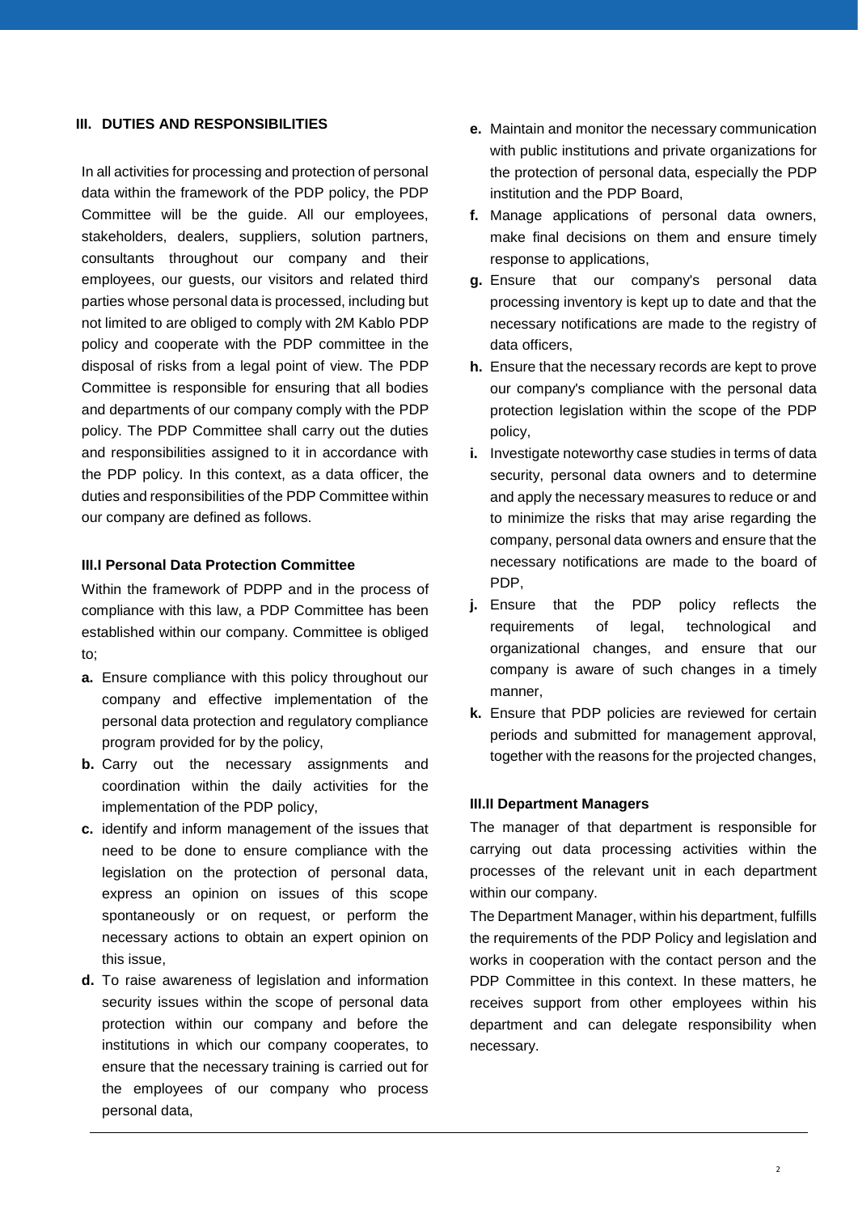## III. DUTIES AND RESPONSIBILITIES

In all activities for processing and protection of personal data within the framework of the PDP policy, the PDP Committee will be the guide. All our employees, stakeholders, dealers, suppliers, solution partners, consultants throughout our company and their employees, our guests, our visitors and related third parties whose personal data is processed, including but not limited to are obliged to comply with 2M Kablo PDP policy and cooperate with the PDP committee in the disposal of risks from a legal point of view. The PDP Committee is responsible for ensuring that all bodies and departments of our company comply with the PDP policy. The PDP Committee shall carry out the duties and responsibilities assigned to it in accordance with the PDP policy. In this context, as a data officer, the duties and responsibilities of the PDP Committee within our company are defined as follows.

### III.I Personal Data Protection Committee

Within the framework of PDPP and in the process of compliance with this law, a PDP Committee has been established within our company. Committee is obliged to;

- **a.** Ensure compliance with this policy throughout our company and effective implementation of the personal data protection and regulatory compliance program provided for by the policy,
- **b.** Carry out the necessary assignments and coordination within the daily activities for the implementation of the PDP policy,
- **c.** identify and inform management of the issues that need to be done to ensure compliance with the legislation on the protection of personal data, express an opinion on issues of this scope spontaneously or on request, or perform the necessary actions to obtain an expert opinion on this issue,
- **d.** To raise awareness of legislation and information security issues within the scope of personal data protection within our company and before the institutions in which our company cooperates, to ensure that the necessary training is carried out for the employees of our company who process personal data,
- **e.** Maintain and monitor the necessary communication with public institutions and private organizations for the protection of personal data, especially the PDP institution and the PDP Board,
- **f.** Manage applications of personal data owners, make final decisions on them and ensure timely response to applications,
- **g.** Ensure that our company's personal data processing inventory is kept up to date and that the necessary notifications are made to the registry of data officers,
- **h.** Ensure that the necessary records are kept to prove our company's compliance with the personal data protection legislation within the scope of the PDP policy,
- **i.** Investigate noteworthy case studies in terms of data security, personal data owners and to determine and apply the necessary measures to reduce or and to minimize the risks that may arise regarding the company, personal data owners and ensure that the necessary notifications are made to the board of PDP,
- **j.** Ensure that the PDP policy reflects the requirements of legal, technological and organizational changes, and ensure that our company is aware of such changes in a timely manner,
- **k.** Ensure that PDP policies are reviewed for certain periods and submitted for management approval, together with the reasons for the projected changes,

### III.II Department Managers

The manager of that department is responsible for carrying out data processing activities within the processes of the relevant unit in each department within our company.

The Department Manager, within his department, fulfills the requirements of the PDP Policy and legislation and works in cooperation with the contact person and the PDP Committee in this context. In these matters, he receives support from other employees within his department and can delegate responsibility when necessary.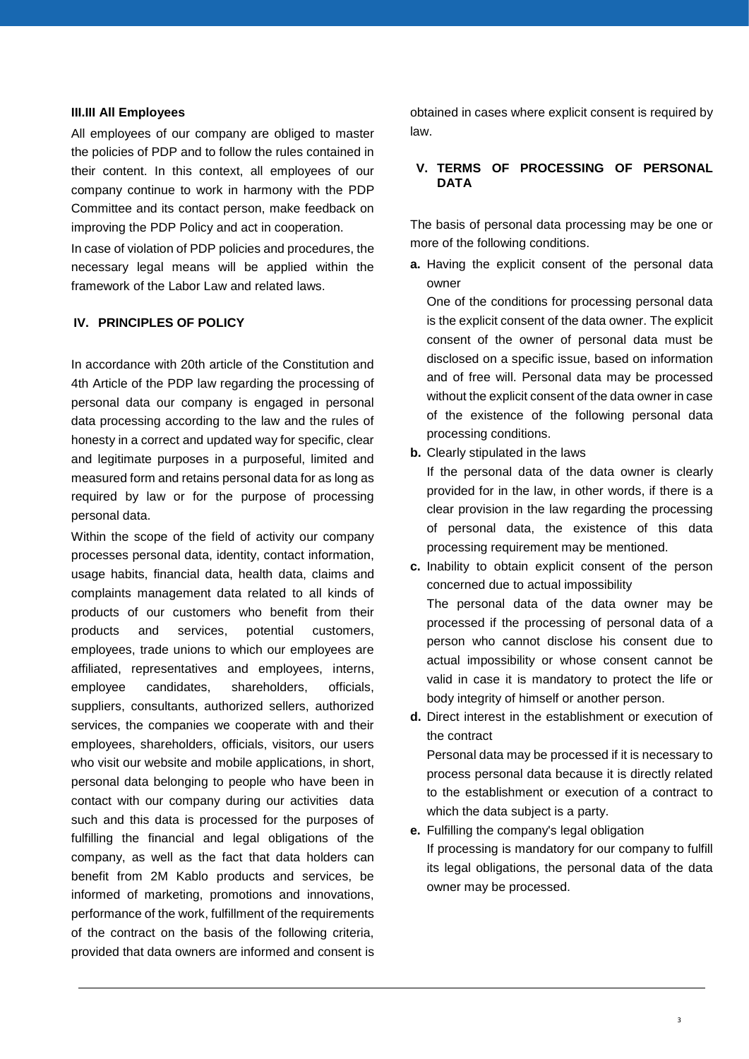### III.III All Employees

All employees of our company are obliged to master the policies of PDP and to follow the rules contained in their content. In this context, all employees of our company continue to work in harmony with the PDP Committee and its contact person, make feedback on improving the PDP Policy and act in cooperation.

In case of violation of PDP policies and procedures, the necessary legal means will be applied within the framework of the Labor Law and related laws.

## IV. PRINCIPLES OF POLICY

In accordance with 20th article of the Constitution and 4th Article of the PDP law regarding the processing of personal data our company is engaged in personal data processing according to the law and the rules of honesty in a correct and updated way for specific, clear and legitimate purposes in a purposeful, limited and measured form and retains personal data for as long as required by law or for the purpose of processing personal data.

Within the scope of the field of activity our company processes personal data, identity, contact information, usage habits, financial data, health data, claims and complaints management data related to all kinds of products of our customers who benefit from their products and services, potential customers, employees, trade unions to which our employees are affiliated, representatives and employees, interns, employee candidates, shareholders, officials, suppliers, consultants, authorized sellers, authorized services, the companies we cooperate with and their employees, shareholders, officials, visitors, our users who visit our website and mobile applications, in short, personal data belonging to people who have been in contact with our company during our activities data such and this data is processed for the purposes of fulfilling the financial and legal obligations of the company, as well as the fact that data holders can benefit from 2M Kablo products and services, be informed of marketing, promotions and innovations, performance of the work, fulfillment of the requirements of the contract on the basis of the following criteria, provided that data owners are informed and consent is obtained in cases where explicit consent is required by law.

## V. TERMS OF PROCESSING OF PERSONAL DATA

The basis of personal data processing may be one or more of the following conditions.

**a.** Having the explicit consent of the personal data owner

One of the conditions for processing personal data is the explicit consent of the data owner. The explicit consent of the owner of personal data must be disclosed on a specific issue, based on information and of free will. Personal data may be processed without the explicit consent of the data owner in case of the existence of the following personal data processing conditions.

**b.** Clearly stipulated in the laws

If the personal data of the data owner is clearly provided for in the law, in other words, if there is a clear provision in the law regarding the processing of personal data, the existence of this data processing requirement may be mentioned.

**c.** Inability to obtain explicit consent of the person concerned due to actual impossibility

The personal data of the data owner may be processed if the processing of personal data of a person who cannot disclose his consent due to actual impossibility or whose consent cannot be valid in case it is mandatory to protect the life or body integrity of himself or another person.

**d.** Direct interest in the establishment or execution of the contract

Personal data may be processed if it is necessary to process personal data because it is directly related to the establishment or execution of a contract to which the data subject is a party.

**e.** Fulfilling the company's legal obligation

If processing is mandatory for our company to fulfill its legal obligations, the personal data of the data owner may be processed.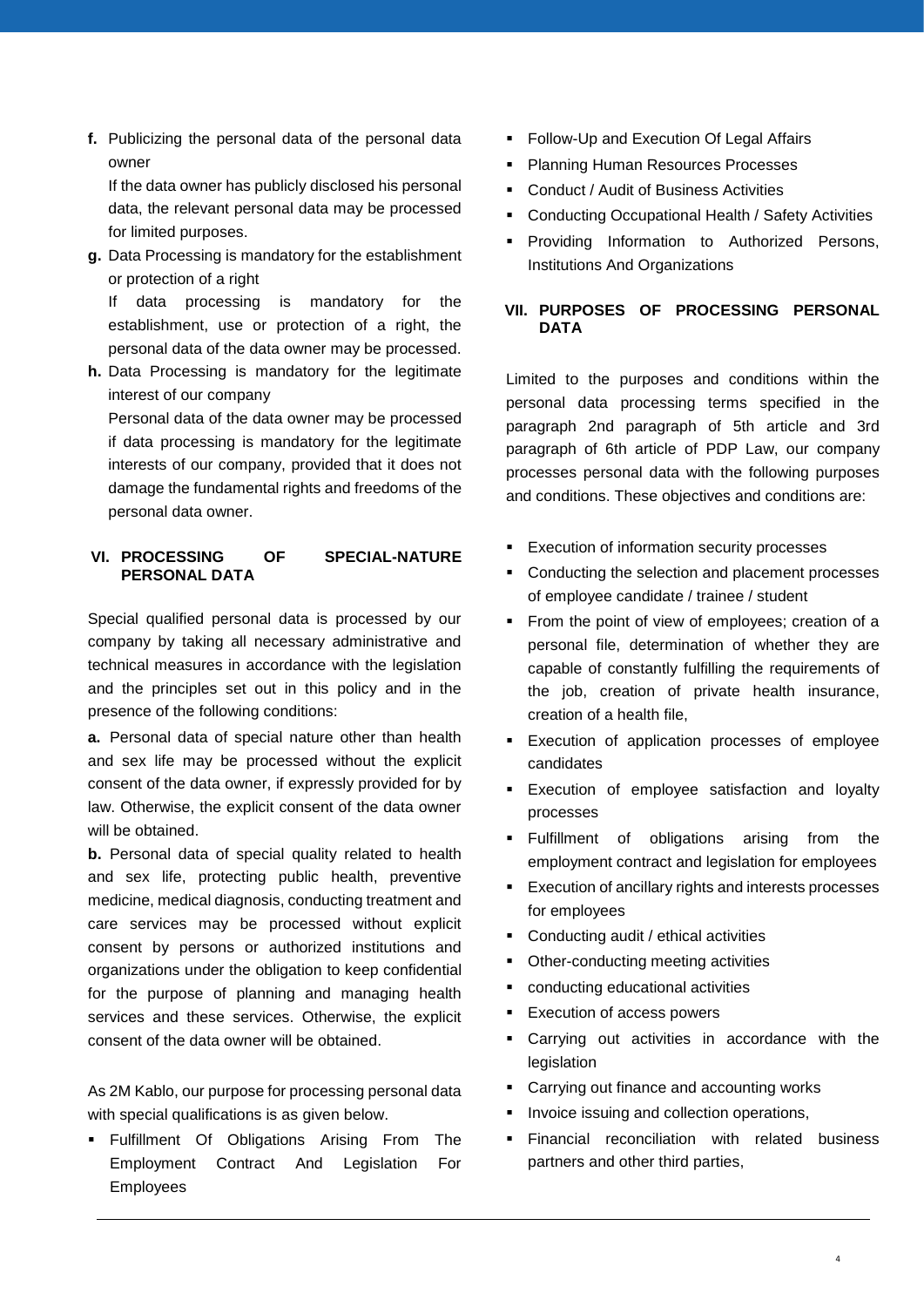**f.** Publicizing the personal data of the personal data owner

If the data owner has publicly disclosed his personal data, the relevant personal data may be processed for limited purposes.

**g.** Data Processing is mandatory for the establishment or protection of a right

If data processing is mandatory for the establishment, use or protection of a right, the personal data of the data owner may be processed.

**h.** Data Processing is mandatory for the legitimate interest of our company

Personal data of the data owner may be processed if data processing is mandatory for the legitimate interests of our company, provided that it does not damage the fundamental rights and freedoms of the personal data owner.

## VI. PROCESSING OF SPECIAL-NATURE PERSONAL DATA

Special qualified personal data is processed by our company by taking all necessary administrative and technical measures in accordance with the legislation and the principles set out in this policy and in the presence of the following conditions:

**a.** Personal data of special nature other than health and sex life may be processed without the explicit consent of the data owner, if expressly provided for by law. Otherwise, the explicit consent of the data owner will be obtained.

**b.** Personal data of special quality related to health and sex life, protecting public health, preventive medicine, medical diagnosis, conducting treatment and care services may be processed without explicit consent by persons or authorized institutions and organizations under the obligation to keep confidential for the purpose of planning and managing health services and these services. Otherwise, the explicit consent of the data owner will be obtained.

As 2M Kablo, our purpose for processing personal data with special qualifications is as given below.

- Fulfillment Of Obligations Arising From The Employment Contract And Legislation For Employees
- Follow-Up and Execution Of Legal Affairs
- Planning Human Resources Processes
- Conduct / Audit of Business Activities
- Conducting Occupational Health / Safety Activities
- Providing Information to Authorized Persons, Institutions And Organizations

## VII. PURPOSES OF PROCESSING PERSONAL DATA

Limited to the purposes and conditions within the personal data processing terms specified in the paragraph 2nd paragraph of 5th article and 3rd paragraph of 6th article of PDP Law, our company processes personal data with the following purposes and conditions. These objectives and conditions are:

- Execution of information security processes
- Conducting the selection and placement processes of employee candidate / trainee / student
- From the point of view of employees; creation of a personal file, determination of whether they are capable of constantly fulfilling the requirements of the job, creation of private health insurance, creation of a health file,
- Execution of application processes of employee candidates
- Execution of employee satisfaction and loyalty processes
- Fulfillment of obligations arising from the employment contract and legislation for employees
- Execution of ancillary rights and interests processes for employees
- Conducting audit / ethical activities
- Other-conducting meeting activities
- conducting educational activities
- Execution of access powers
- Carrying out activities in accordance with the legislation
- Carrying out finance and accounting works
- Invoice issuing and collection operations,
- Financial reconciliation with related business partners and other third parties,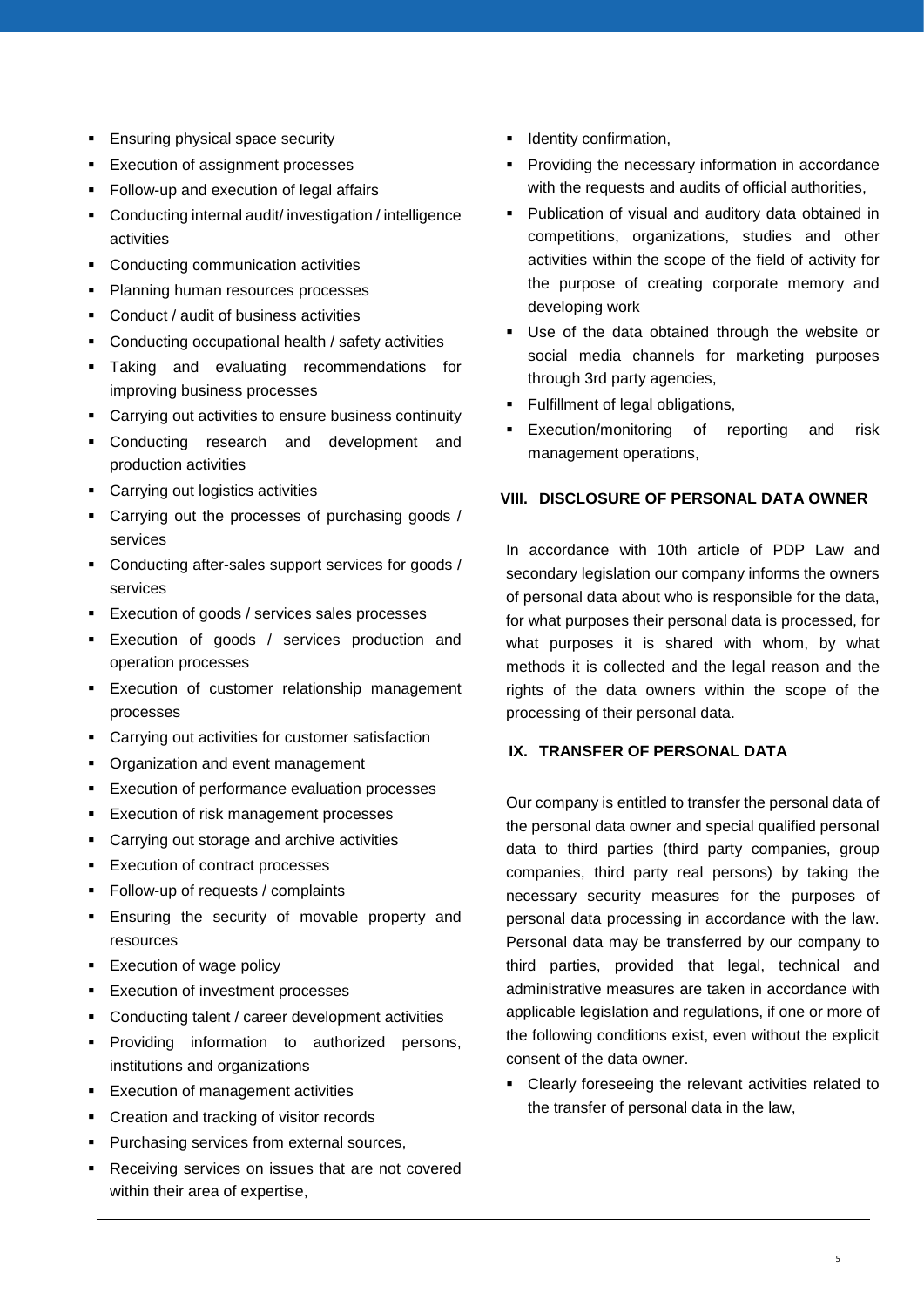- Ensuring physical space security
- Execution of assignment processes
- Follow-up and execution of legal affairs
- Conducting internal audit/ investigation / intelligence activities
- Conducting communication activities
- Planning human resources processes
- Conduct / audit of business activities
- Conducting occupational health / safety activities
- Taking and evaluating recommendations for improving business processes
- Carrying out activities to ensure business continuity
- Conducting research and development and production activities
- Carrying out logistics activities
- Carrying out the processes of purchasing goods / services
- Conducting after-sales support services for goods / services
- Execution of goods / services sales processes
- Execution of goods / services production and operation processes
- Execution of customer relationship management processes
- Carrying out activities for customer satisfaction
- Organization and event management
- Execution of performance evaluation processes
- Execution of risk management processes
- Carrying out storage and archive activities
- Execution of contract processes
- Follow-up of requests / complaints
- Ensuring the security of movable property and resources
- Execution of wage policy
- Execution of investment processes
- Conducting talent / career development activities
- Providing information to authorized persons, institutions and organizations
- Execution of management activities
- Creation and tracking of visitor records
- Purchasing services from external sources,
- Receiving services on issues that are not covered within their area of expertise,
- Identity confirmation,
- Providing the necessary information in accordance with the requests and audits of official authorities,
- Publication of visual and auditory data obtained in competitions, organizations, studies and other activities within the scope of the field of activity for the purpose of creating corporate memory and developing work
- Use of the data obtained through the website or social media channels for marketing purposes through 3rd party agencies,
- Fulfillment of legal obligations,
- Execution/monitoring of reporting and risk management operations,

## VIII. DISCLOSURE OF PERSONAL DATA OWNER

In accordance with 10th article of PDP Law and secondary legislation our company informs the owners of personal data about who is responsible for the data, for what purposes their personal data is processed, for what purposes it is shared with whom, by what methods it is collected and the legal reason and the rights of the data owners within the scope of the processing of their personal data.

## IX. TRANSFER OF PERSONAL DATA

Our company is entitled to transfer the personal data of the personal data owner and special qualified personal data to third parties (third party companies, group companies, third party real persons) by taking the necessary security measures for the purposes of personal data processing in accordance with the law. Personal data may be transferred by our company to third parties, provided that legal, technical and administrative measures are taken in accordance with applicable legislation and regulations, if one or more of the following conditions exist, even without the explicit consent of the data owner.

- Clearly foreseeing the relevant activities related to the transfer of personal data in the law,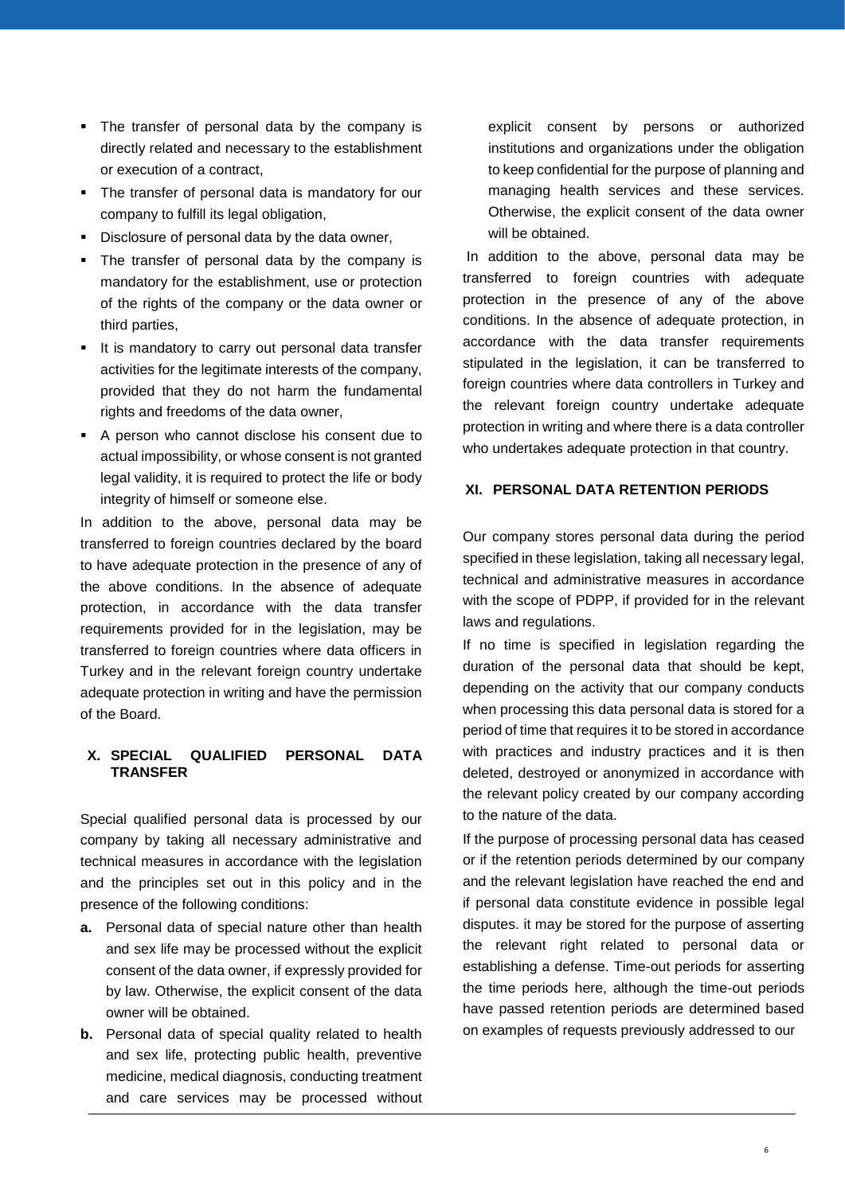- The transfer of personal data by the company is directly related and necessary to the establishment or execution of a contract,
- The transfer of personal data is mandatory for our company to fulfill its legal obligation,
- Disclosure of personal data by the data owner,
- The transfer of personal data by the company is mandatory for the establishment, use or protection of the rights of the company or the data owner or third parties,
- It is mandatory to carry out personal data transfer activities for the legitimate interests of the company, provided that they do not harm the fundamental rights and freedoms of the data owner,
- A person who cannot disclose his consent due to actual impossibility, or whose consent is not granted legal validity, it is required to protect the life or body integrity of himself or someone else.

In addition to the above, personal data may be transferred to foreign countries declared by the board to have adequate protection in the presence of any of the above conditions. In the absence of adequate protection, in accordance with the data transfer requirements provided for in the legislation, may be transferred to foreign countries where data officers in Turkey and in the relevant foreign country undertake adequate protection in writing and have the permission of the Board.

## X. SPECIAL QUALIFIED PERSONAL DATA TRANSFER

Special qualified personal data is processed by our company by taking all necessary administrative and technical measures in accordance with the legislation and the principles set out in this policy and in the presence of the following conditions:

**a.** Personal data of special nature other than health and sex life may be processed without the explicit consent of the data owner, if expressly provided for by law. Otherwise, the explicit consent of the data owner will be obtained.

**b.** Personal data of special quality related to health and sex life, protecting public health, preventive medicine, medical diagnosis, conducting treatment and care services may be processed without explicit consent by persons or authorized institutions and organizations under the obligation to keep confidential for the purpose of planning and managing health services and these services. Otherwise, the explicit consent of the data owner will be obtained.

In addition to the above, personal data may be transferred to foreign countries with adequate protection in the presence of any of the above conditions. In the absence of adequate protection, in accordance with the data transfer requirements stipulated in the legislation, it can be transferred to foreign countries where data controllers in Turkey and the relevant foreign country undertake adequate protection in writing and where there is a data controller who undertakes adequate protection in that country.

## XI. PERSONAL DATA RETENTION PERIODS

Our company stores personal data during the period specified in these legislation, taking all necessary legal, technical and administrative measures in accordance with the scope of PDPP, if provided for in the relevant laws and regulations.

If no time is specified in legislation regarding the duration of the personal data that should be kept, depending on the activity that our company conducts when processing this data personal data is stored for a period of time that requires it to be stored in accordance with practices and industry practices and it is then deleted, destroyed or anonymized in accordance with the relevant policy created by our company according to the nature of the data.

If the purpose of processing personal data has ceased or if the retention periods determined by our company and the relevant legislation have reached the end and if personal data constitute evidence in possible legal disputes. it may be stored for the purpose of asserting the relevant right related to personal data or establishing a defense. Time-out periods for asserting the time periods here, although the time-out periods have passed retention periods are determined based on examples of requests previously addressed to our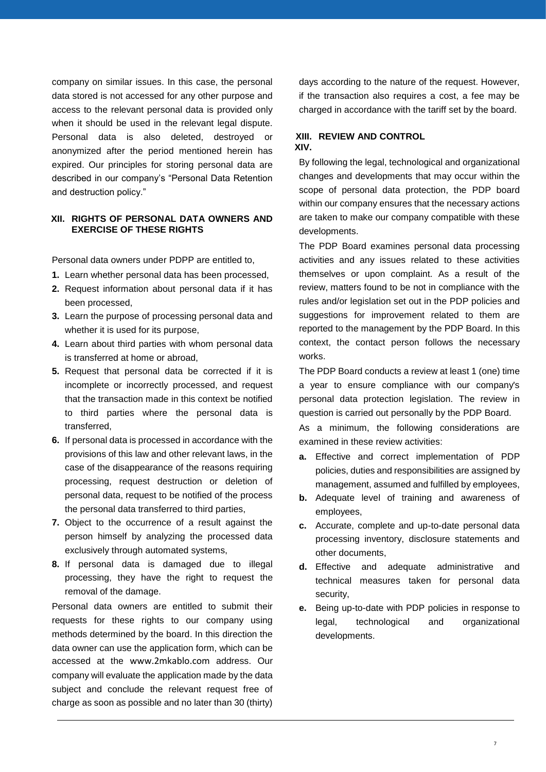company on similar issues. In this case, the personal data stored is not accessed for any other purpose and access to the relevant personal data is provided only when it should be used in the relevant legal dispute. Personal data is also deleted, destroyed or anonymized after the period mentioned herein has expired. Our principles for storing personal data are described in our company's "Personal Data Retention and destruction policy."

## XII. RIGHTS OF PERSONAL DATA OWNERS AND EXERCISE OF THESE RIGHTS

Personal data owners under PDPP are entitled to,

1. Learn whether personal data has been processed,
2. Request information about personal data if it has been processed,
3. Learn the purpose of processing personal data and whether it is used for its purpose,
4. Learn about third parties with whom personal data is transferred at home or abroad,
5. Request that personal data be corrected if it is incomplete or incorrectly processed, and request that the transaction made in this context be notified to third parties where the personal data is transferred,
6. If personal data is processed in accordance with the provisions of this law and other relevant laws, in the case of the disappearance of the reasons requiring processing, request destruction or deletion of personal data, request to be notified of the process the personal data transferred to third parties,
7. Object to the occurrence of a result against the person himself by analyzing the processed data exclusively through automated systems,
8. If personal data is damaged due to illegal processing, they have the right to request the removal of the damage.

Personal data owners are entitled to submit their requests for these rights to our company using methods determined by the board. In this direction the data owner can use the application form, which can be accessed at the www.2mkablo.com address. Our company will evaluate the application made by the data subject and conclude the relevant request free of charge as soon as possible and no later than 30 (thirty) days according to the nature of the request. However, if the transaction also requires a cost, a fee may be charged in accordance with the tariff set by the board.

## XIII. REVIEW AND CONTROL

## XIV.

By following the legal, technological and organizational changes and developments that may occur within the scope of personal data protection, the PDP board within our company ensures that the necessary actions are taken to make our company compatible with these developments.

The PDP Board examines personal data processing activities and any issues related to these activities themselves or upon complaint. As a result of the review, matters found to be not in compliance with the rules and/or legislation set out in the PDP policies and suggestions for improvement related to them are reported to the management by the PDP Board. In this context, the contact person follows the necessary works.

The PDP Board conducts a review at least 1 (one) time a year to ensure compliance with our company's personal data protection legislation. The review in question is carried out personally by the PDP Board.

As a minimum, the following considerations are examined in these review activities:

a. Effective and correct implementation of PDP policies, duties and responsibilities are assigned by management, assumed and fulfilled by employees,
b. Adequate level of training and awareness of employees,
c. Accurate, complete and up-to-date personal data processing inventory, disclosure statements and other documents,
d. Effective and adequate administrative and technical measures taken for personal data security,
e. Being up-to-date with PDP policies in response to legal, technological and organizational developments.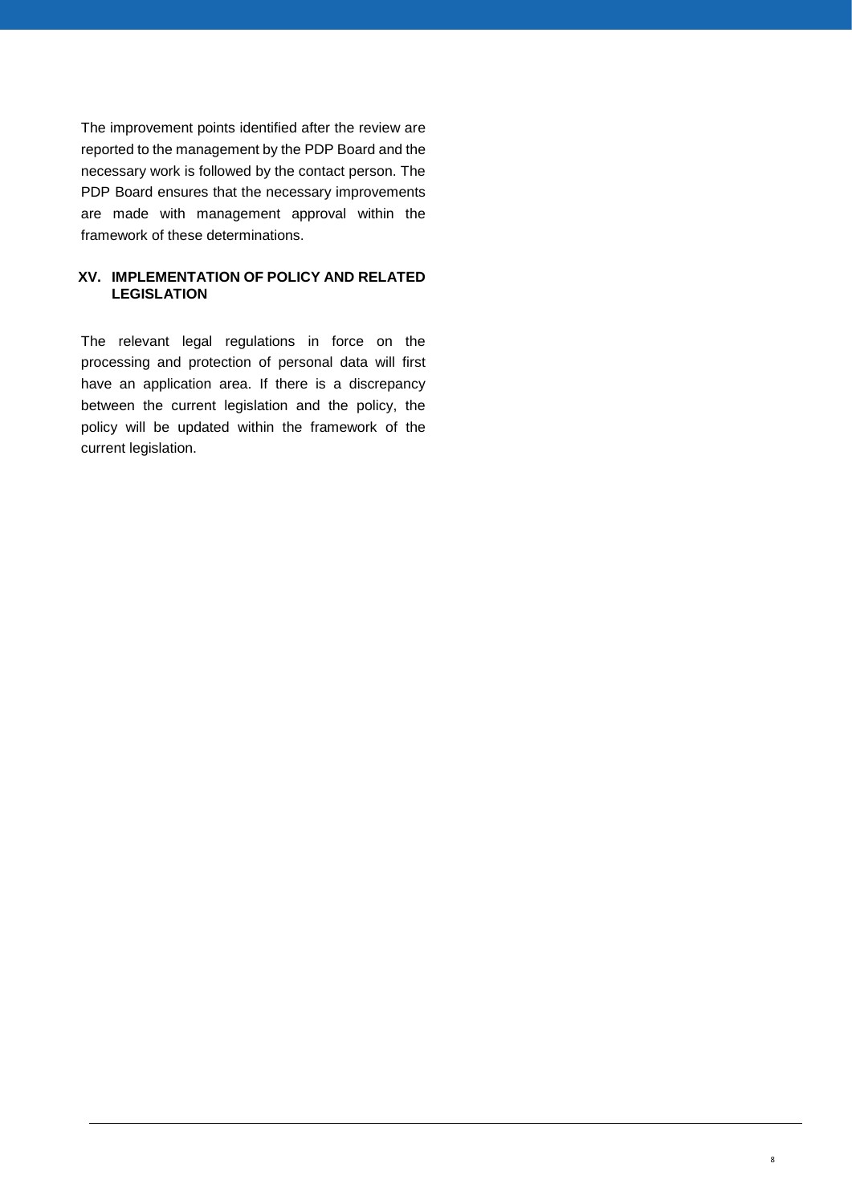The improvement points identified after the review are reported to the management by the PDP Board and the necessary work is followed by the contact person. The PDP Board ensures that the necessary improvements are made with management approval within the framework of these determinations.

## XV. IMPLEMENTATION OF POLICY AND RELATED LEGISLATION

The relevant legal regulations in force on the processing and protection of personal data will first have an application area. If there is a discrepancy between the current legislation and the policy, the policy will be updated within the framework of the current legislation.